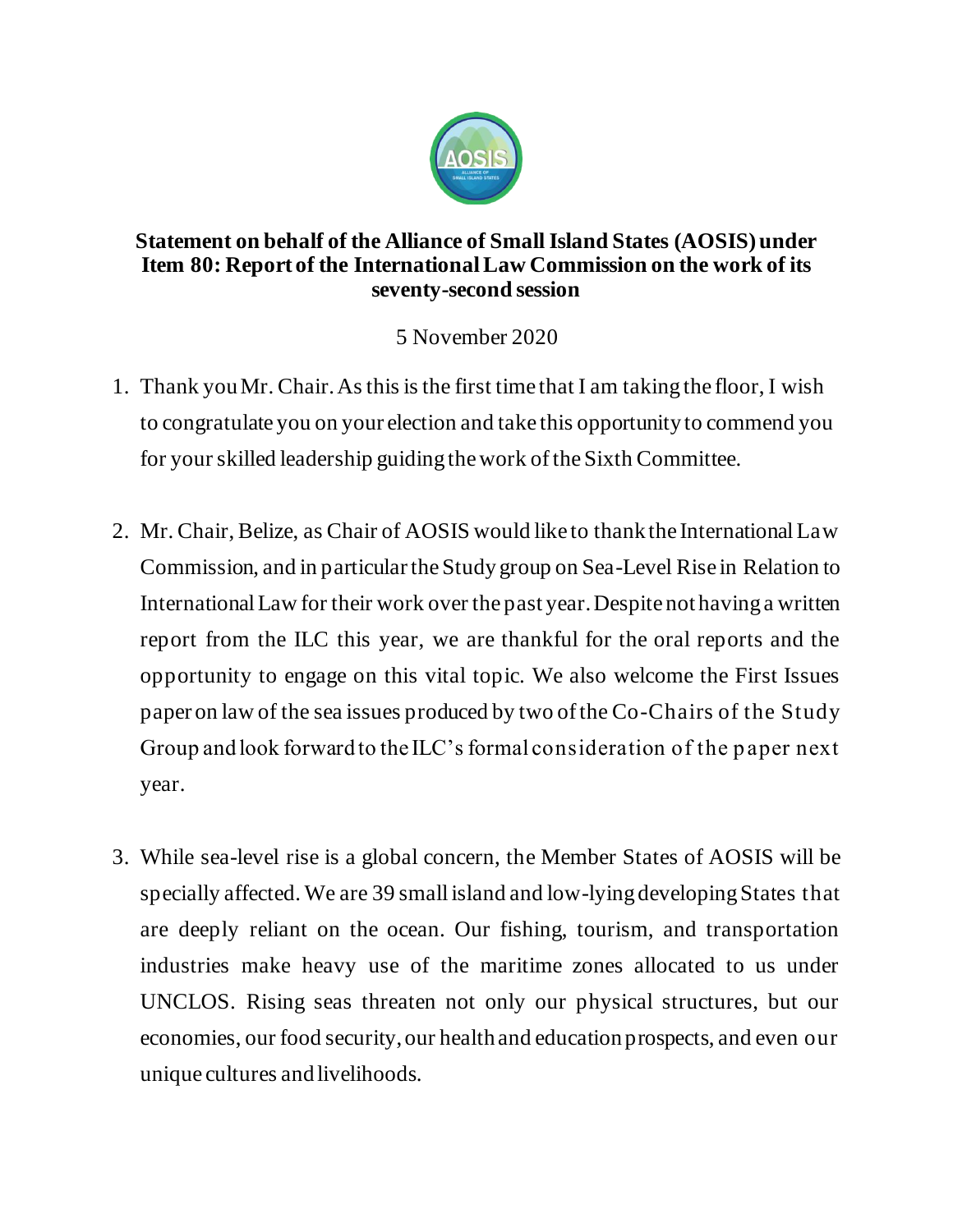**Statement on behalf of the Alliance of Small Island States (AOSIS) under Item 80: Report of the International Law Commission on the work of its seventy-second session**

5 November 2020

1. Thank you Mr. Chair. As this is the first time that I am taking the floor, I wish to congratulate you on your election and take this opportunity to commend you for your skilled leadership guiding the work of the Sixth Committee.

2. Mr. Chair, Belize, as Chair of AOSIS would like to thank the International Law Commission, and in particular the Study group on Sea-Level Rise in Relation to International Law for their work over the past year. Despite not having a written report from the ILC this year, we are thankful for the oral reports and the opportunity to engage on this vital topic. We also welcome the First Issues paper on law of the sea issues produced by two of the Co-Chairs of the Study Group and look forward to the ILC's formal consideration of the paper next year.

3. While sea-level rise is a global concern, the Member States of AOSIS will be specially affected. We are 39 small island and low-lying developing States that are deeply reliant on the ocean. Our fishing, tourism, and transportation industries make heavy use of the maritime zones allocated to us under UNCLOS. Rising seas threaten not only our physical structures, but our economies, our food security, our health and education prospects, and even our unique cultures and livelihoods.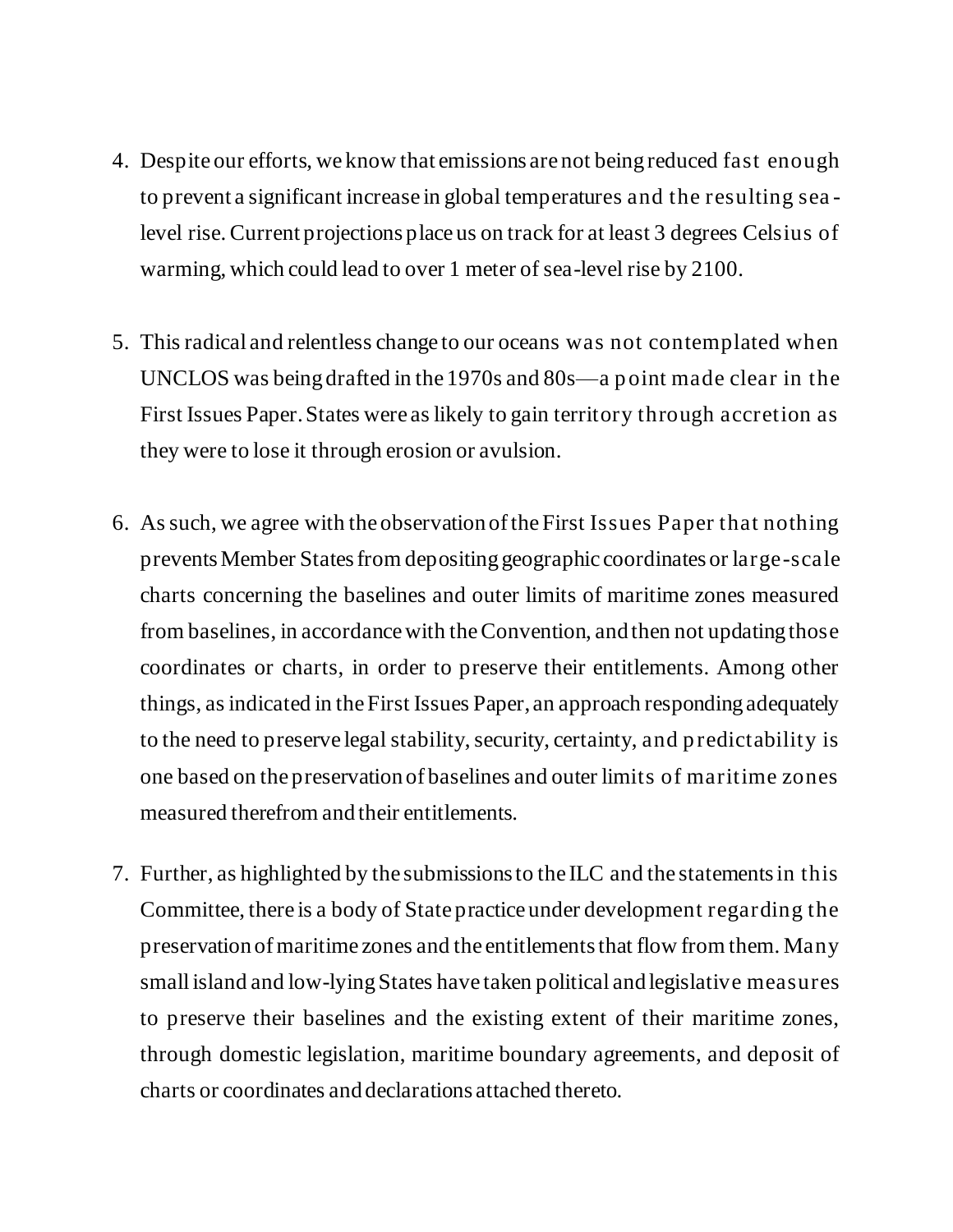4. Despite our efforts, we know that emissions are not being reduced fast enough to prevent a significant increase in global temperatures and the resulting sea-level rise. Current projections place us on track for at least 3 degrees Celsius of warming, which could lead to over 1 meter of sea-level rise by 2100.

5. This radical and relentless change to our oceans was not contemplated when UNCLOS was being drafted in the 1970s and 80s—a point made clear in the First Issues Paper. States were as likely to gain territory through accretion as they were to lose it through erosion or avulsion.

6. As such, we agree with the observation of the First Issues Paper that nothing prevents Member States from depositing geographic coordinates or large-scale charts concerning the baselines and outer limits of maritime zones measured from baselines, in accordance with the Convention, and then not updating those coordinates or charts, in order to preserve their entitlements. Among other things, as indicated in the First Issues Paper, an approach responding adequately to the need to preserve legal stability, security, certainty, and predictability is one based on the preservation of baselines and outer limits of maritime zones measured therefrom and their entitlements.

7. Further, as highlighted by the submissions to the ILC and the statements in this Committee, there is a body of State practice under development regarding the preservation of maritime zones and the entitlements that flow from them. Many small island and low-lying States have taken political and legislative measures to preserve their baselines and the existing extent of their maritime zones, through domestic legislation, maritime boundary agreements, and deposit of charts or coordinates and declarations attached thereto.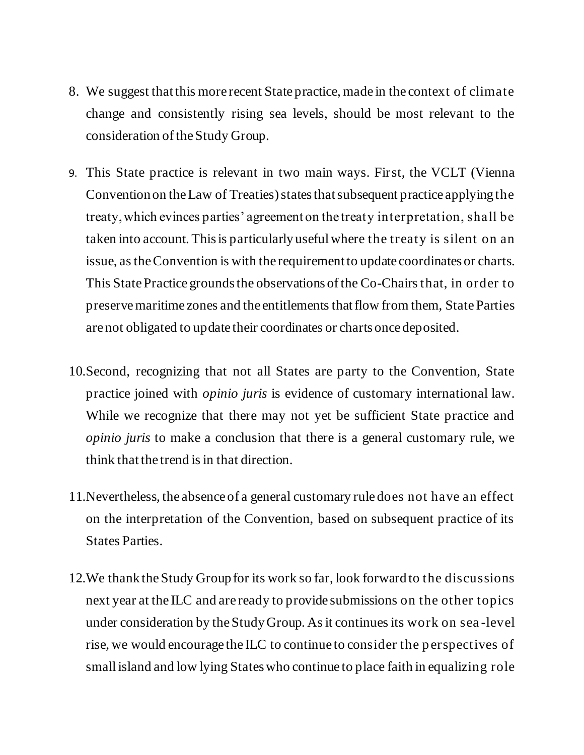8. We suggest that this more recent State practice, made in the context of climate change and consistently rising sea levels, should be most relevant to the consideration of the Study Group.

9. This State practice is relevant in two main ways. First, the VCLT (Vienna Convention on the Law of Treaties) states that subsequent practice applying the treaty, which evinces parties' agreement on the treaty interpretation, shall be taken into account. This is particularly useful where the treaty is silent on an issue, as the Convention is with the requirement to update coordinates or charts. This State Practice grounds the observations of the Co-Chairs that, in order to preserve maritime zones and the entitlements that flow from them, State Parties are not obligated to update their coordinates or charts once deposited.

10. Second, recognizing that not all States are party to the Convention, State practice joined with *opinio juris* is evidence of customary international law. While we recognize that there may not yet be sufficient State practice and *opinio juris* to make a conclusion that there is a general customary rule, we think that the trend is in that direction.

11. Nevertheless, the absence of a general customary rule does not have an effect on the interpretation of the Convention, based on subsequent practice of its States Parties.

12. We thank the Study Group for its work so far, look forward to the discussions next year at the ILC and are ready to provide submissions on the other topics under consideration by the Study Group. As it continues its work on sea-level rise, we would encourage the ILC to continue to consider the perspectives of small island and low lying States who continue to place faith in equalizing role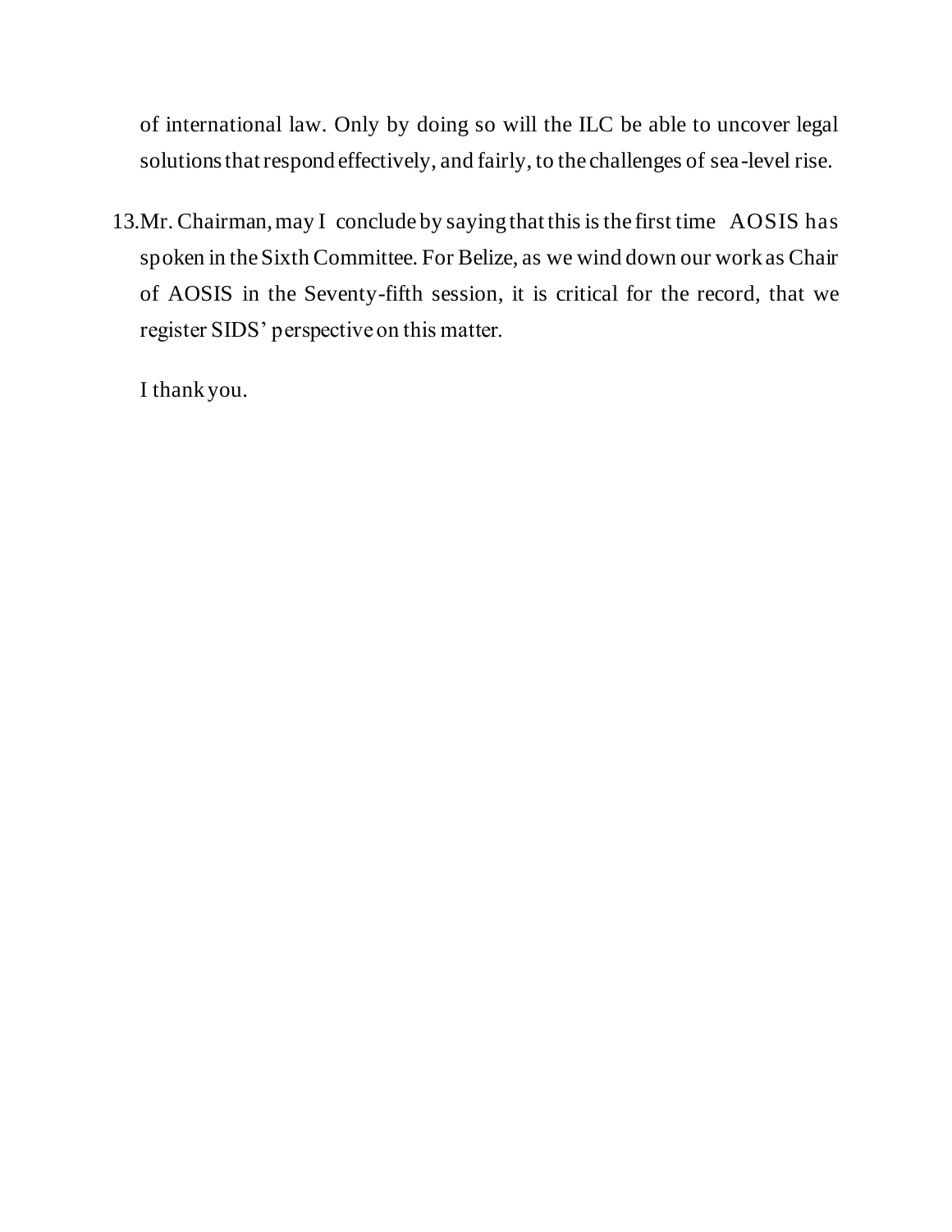of international law. Only by doing so will the ILC be able to uncover legal solutions that respond effectively, and fairly, to the challenges of sea-level rise.

13. Mr. Chairman, may I conclude by saying that this is the first time AOSIS has spoken in the Sixth Committee. For Belize, as we wind down our work as Chair of AOSIS in the Seventy-fifth session, it is critical for the record, that we register SIDS' perspective on this matter.

I thank you.